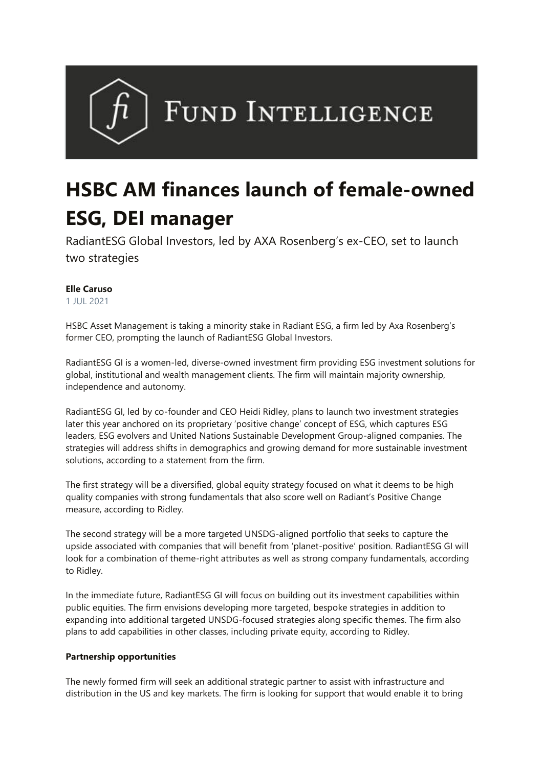# HSBC AM finances launch of female-owned ESG, DEI manager

RadiantESG Global Investors, led by AXA Rosenberg's ex-CEO, set to launch two strategies

**Elle Caruso**

1 JUL 2021

HSBC Asset Management is taking a minority stake in Radiant ESG, a firm led by Axa Rosenberg's former CEO, prompting the launch of RadiantESG Global Investors.

RadiantESG GI is a women-led, diverse-owned investment firm providing ESG investment solutions for global, institutional and wealth management clients. The firm will maintain majority ownership, independence and autonomy.

RadiantESG GI, led by co-founder and CEO Heidi Ridley, plans to launch two investment strategies later this year anchored on its proprietary 'positive change' concept of ESG, which captures ESG leaders, ESG evolvers and United Nations Sustainable Development Group-aligned companies. The strategies will address shifts in demographics and growing demand for more sustainable investment solutions, according to a statement from the firm.

The first strategy will be a diversified, global equity strategy focused on what it deems to be high quality companies with strong fundamentals that also score well on Radiant's Positive Change measure, according to Ridley.

The second strategy will be a more targeted UNSDG-aligned portfolio that seeks to capture the upside associated with companies that will benefit from 'planet-positive' position. RadiantESG GI will look for a combination of theme-right attributes as well as strong company fundamentals, according to Ridley.

In the immediate future, RadiantESG GI will focus on building out its investment capabilities within public equities. The firm envisions developing more targeted, bespoke strategies in addition to expanding into additional targeted UNSDG-focused strategies along specific themes. The firm also plans to add capabilities in other classes, including private equity, according to Ridley.

**Partnership opportunities**

The newly formed firm will seek an additional strategic partner to assist with infrastructure and distribution in the US and key markets. The firm is looking for support that would enable it to bring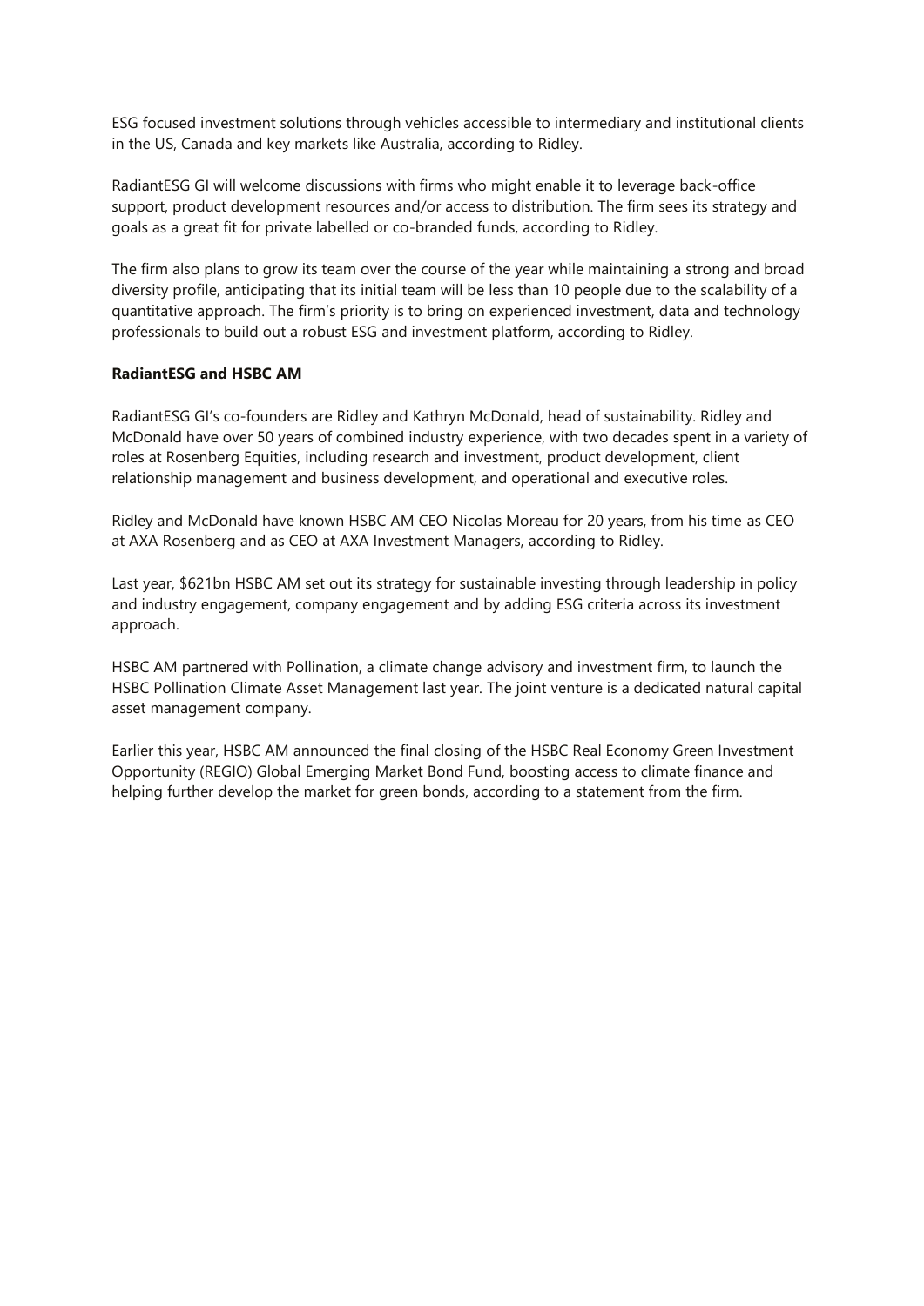ESG focused investment solutions through vehicles accessible to intermediary and institutional clients in the US, Canada and key markets like Australia, according to Ridley.

RadiantESG GI will welcome discussions with firms who might enable it to leverage back-office support, product development resources and/or access to distribution. The firm sees its strategy and goals as a great fit for private labelled or co-branded funds, according to Ridley.

The firm also plans to grow its team over the course of the year while maintaining a strong and broad diversity profile, anticipating that its initial team will be less than 10 people due to the scalability of a quantitative approach. The firm's priority is to bring on experienced investment, data and technology professionals to build out a robust ESG and investment platform, according to Ridley.

**RadiantESG and HSBC AM**

RadiantESG GI's co-founders are Ridley and Kathryn McDonald, head of sustainability. Ridley and McDonald have over 50 years of combined industry experience, with two decades spent in a variety of roles at Rosenberg Equities, including research and investment, product development, client relationship management and business development, and operational and executive roles.

Ridley and McDonald have known HSBC AM CEO Nicolas Moreau for 20 years, from his time as CEO at AXA Rosenberg and as CEO at AXA Investment Managers, according to Ridley.

Last year, $621bn HSBC AM set out its strategy for sustainable investing through leadership in policy and industry engagement, company engagement and by adding ESG criteria across its investment approach.

HSBC AM partnered with Pollination, a climate change advisory and investment firm, to launch the HSBC Pollination Climate Asset Management last year. The joint venture is a dedicated natural capital asset management company.

Earlier this year, HSBC AM announced the final closing of the HSBC Real Economy Green Investment Opportunity (REGIO) Global Emerging Market Bond Fund, boosting access to climate finance and helping further develop the market for green bonds, according to a statement from the firm.